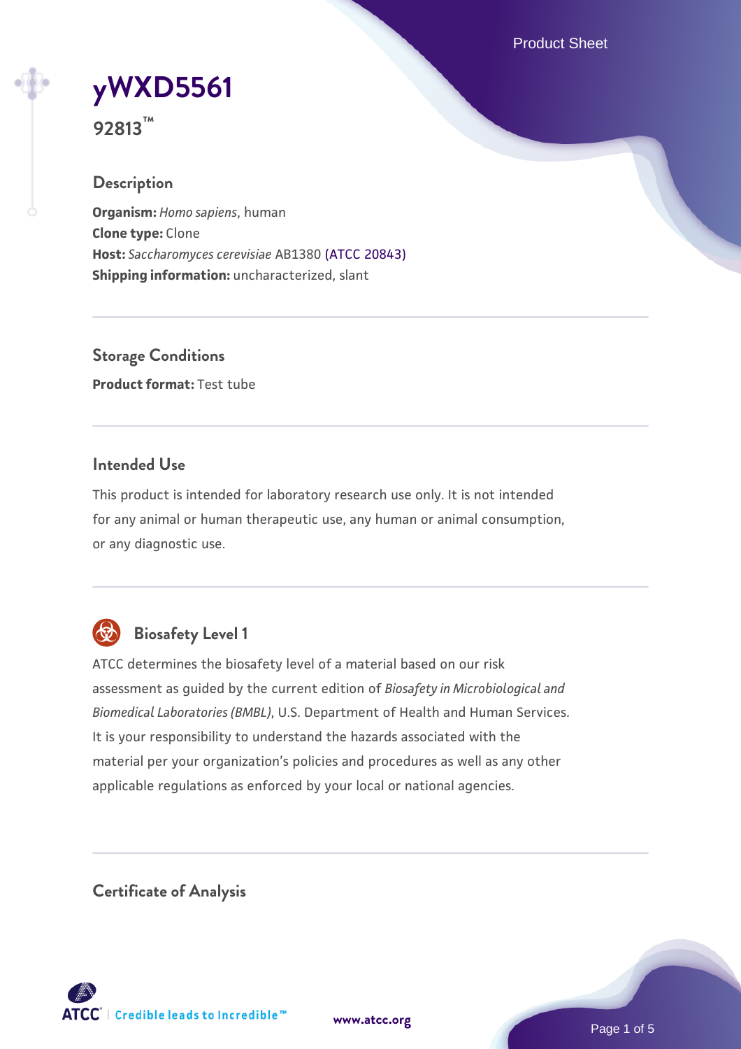# yWXD5561

**92813™**

## Description

**Organism:** *Homo sapiens*, human
**Clone type:** Clone
**Host:** *Saccharomyces cerevisiae* AB1380 (ATCC 20843)
**Shipping information:** uncharacterized, slant

## Storage Conditions

**Product format:** Test tube

## Intended Use

This product is intended for laboratory research use only. It is not intended for any animal or human therapeutic use, any human or animal consumption, or any diagnostic use.

## Biosafety Level 1

ATCC determines the biosafety level of a material based on our risk assessment as guided by the current edition of *Biosafety in Microbiological and Biomedical Laboratories (BMBL)*, U.S. Department of Health and Human Services. It is your responsibility to understand the hazards associated with the material per your organization's policies and procedures as well as any other applicable regulations as enforced by your local or national agencies.

## Certificate of Analysis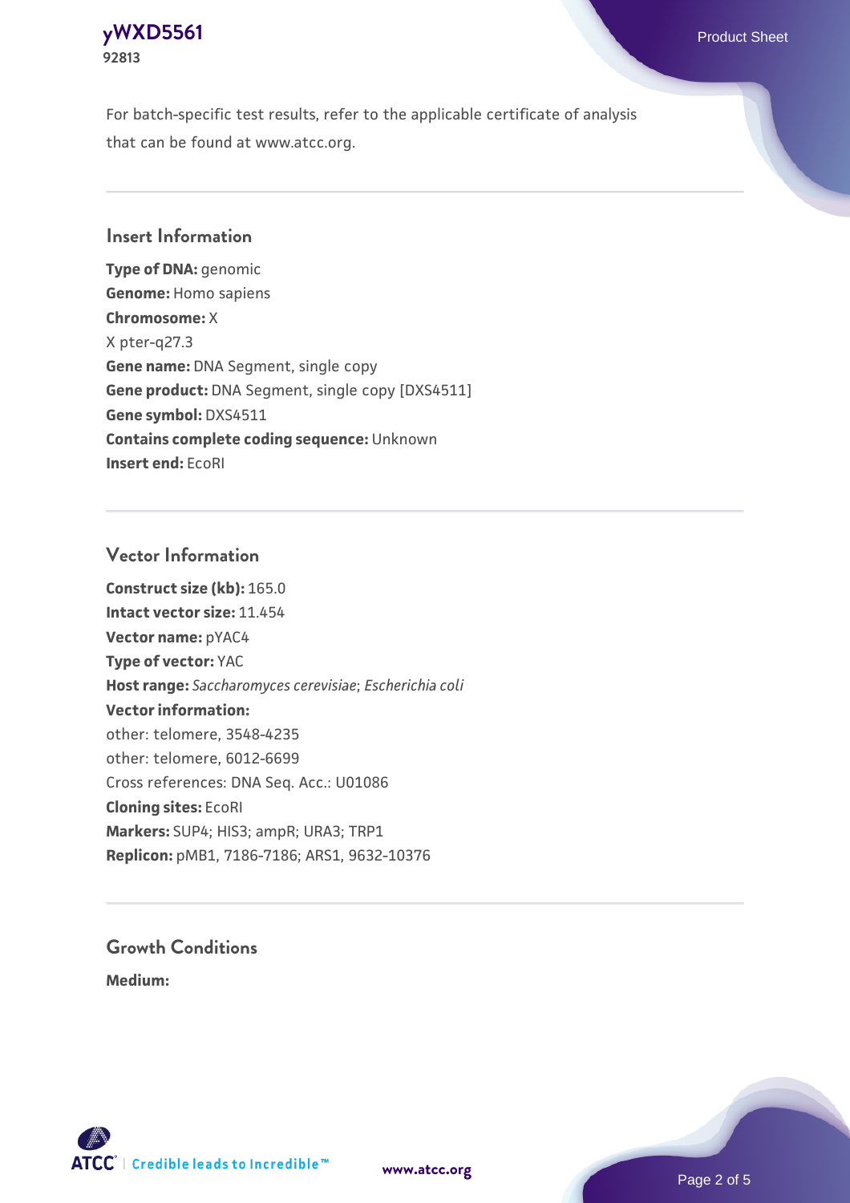For batch-specific test results, refer to the applicable certificate of analysis that can be found at www.atcc.org.

## Insert Information

**Type of DNA:** genomic
**Genome:** Homo sapiens
**Chromosome:** X
X pter-q27.3
**Gene name:** DNA Segment, single copy
**Gene product:** DNA Segment, single copy [DXS4511]
**Gene symbol:** DXS4511
**Contains complete coding sequence:** Unknown
**Insert end:** EcoRI

## Vector Information

**Construct size (kb):** 165.0
**Intact vector size:** 11.454
**Vector name:** pYAC4
**Type of vector:** YAC
**Host range:** *Saccharomyces cerevisiae*; *Escherichia coli*
**Vector information:**
other: telomere, 3548-4235
other: telomere, 6012-6699
Cross references: DNA Seq. Acc.: U01086
**Cloning sites:** EcoRI
**Markers:** SUP4; HIS3; ampR; URA3; TRP1
**Replicon:** pMB1, 7186-7186; ARS1, 9632-10376

## Growth Conditions

**Medium:**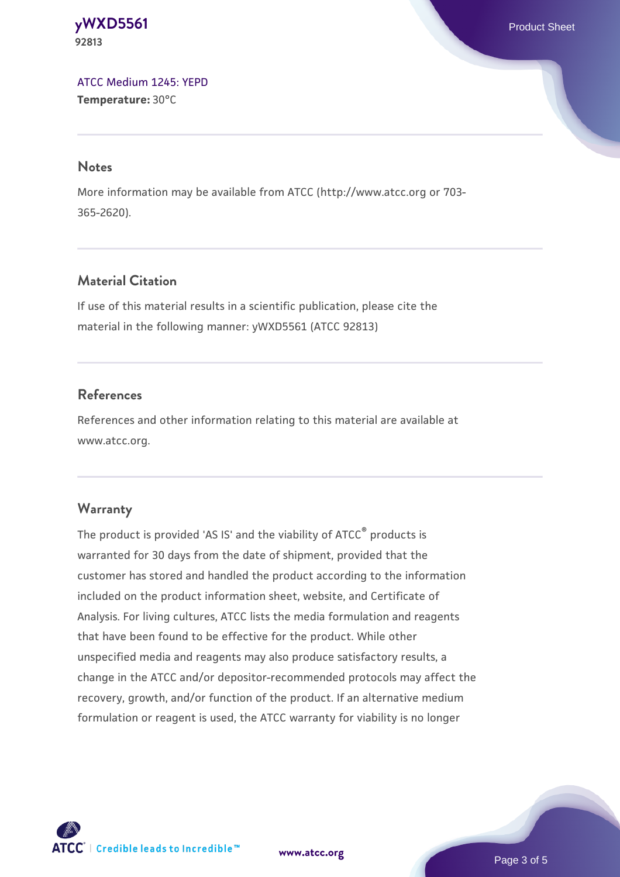ATCC Medium 1245: YEPD
**Temperature:** 30°C

## Notes

More information may be available from ATCC (http://www.atcc.org or 703-365-2620).

## Material Citation

If use of this material results in a scientific publication, please cite the material in the following manner: yWXD5561 (ATCC 92813)

## References

References and other information relating to this material are available at www.atcc.org.

## Warranty

The product is provided 'AS IS' and the viability of ATCC® products is warranted for 30 days from the date of shipment, provided that the customer has stored and handled the product according to the information included on the product information sheet, website, and Certificate of Analysis. For living cultures, ATCC lists the media formulation and reagents that have been found to be effective for the product. While other unspecified media and reagents may also produce satisfactory results, a change in the ATCC and/or depositor-recommended protocols may affect the recovery, growth, and/or function of the product. If an alternative medium formulation or reagent is used, the ATCC warranty for viability is no longer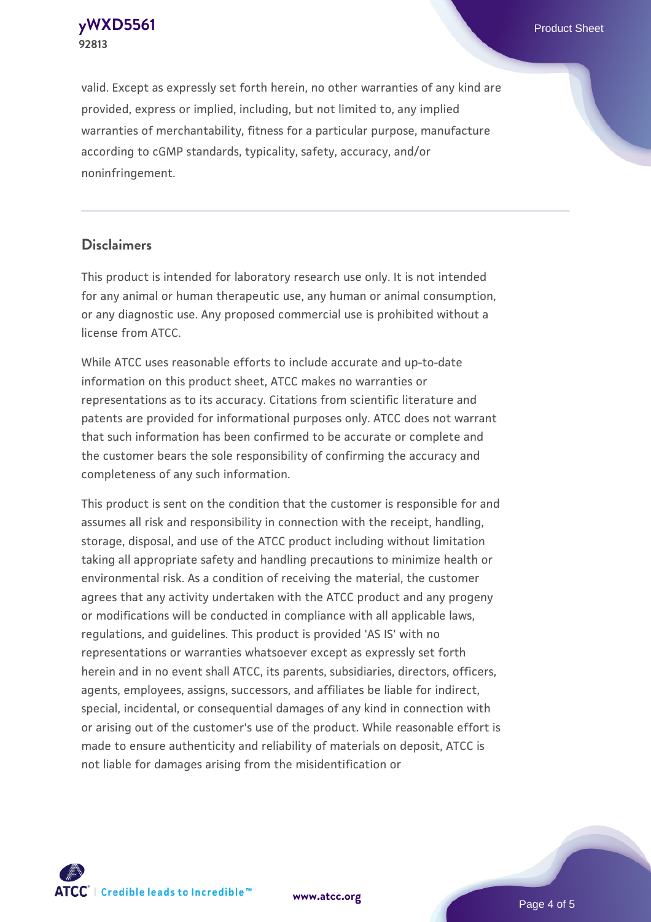valid. Except as expressly set forth herein, no other warranties of any kind are provided, express or implied, including, but not limited to, any implied warranties of merchantability, fitness for a particular purpose, manufacture according to cGMP standards, typicality, safety, accuracy, and/or noninfringement.

## Disclaimers

This product is intended for laboratory research use only. It is not intended for any animal or human therapeutic use, any human or animal consumption, or any diagnostic use. Any proposed commercial use is prohibited without a license from ATCC.

While ATCC uses reasonable efforts to include accurate and up-to-date information on this product sheet, ATCC makes no warranties or representations as to its accuracy. Citations from scientific literature and patents are provided for informational purposes only. ATCC does not warrant that such information has been confirmed to be accurate or complete and the customer bears the sole responsibility of confirming the accuracy and completeness of any such information.

This product is sent on the condition that the customer is responsible for and assumes all risk and responsibility in connection with the receipt, handling, storage, disposal, and use of the ATCC product including without limitation taking all appropriate safety and handling precautions to minimize health or environmental risk. As a condition of receiving the material, the customer agrees that any activity undertaken with the ATCC product and any progeny or modifications will be conducted in compliance with all applicable laws, regulations, and guidelines. This product is provided 'AS IS' with no representations or warranties whatsoever except as expressly set forth herein and in no event shall ATCC, its parents, subsidiaries, directors, officers, agents, employees, assigns, successors, and affiliates be liable for indirect, special, incidental, or consequential damages of any kind in connection with or arising out of the customer's use of the product. While reasonable effort is made to ensure authenticity and reliability of materials on deposit, ATCC is not liable for damages arising from the misidentification or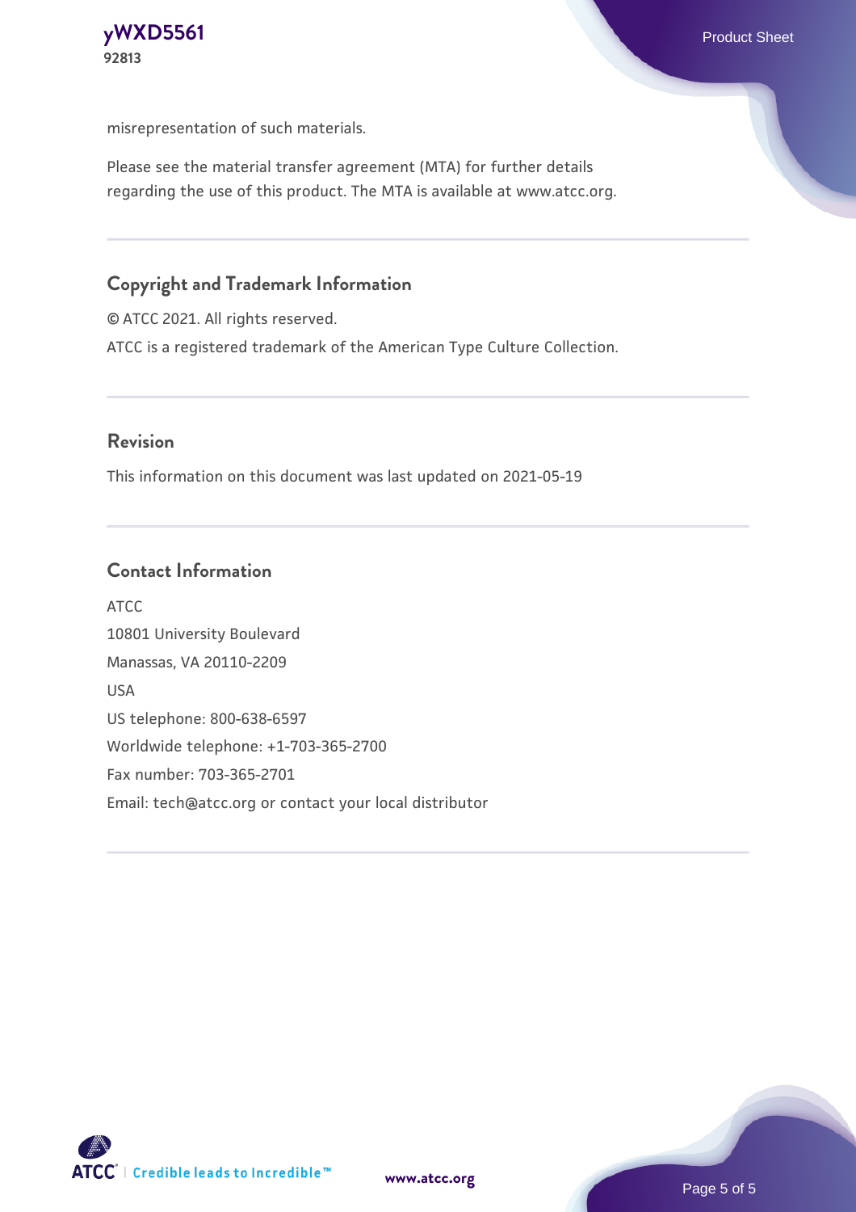misrepresentation of such materials.

Please see the material transfer agreement (MTA) for further details regarding the use of this product. The MTA is available at www.atcc.org.

## Copyright and Trademark Information

© ATCC 2021. All rights reserved.

ATCC is a registered trademark of the American Type Culture Collection.

## Revision

This information on this document was last updated on 2021-05-19

## Contact Information

ATCC
10801 University Boulevard
Manassas, VA 20110-2209
USA
US telephone: 800-638-6597
Worldwide telephone: +1-703-365-2700
Fax number: 703-365-2701
Email: tech@atcc.org or contact your local distributor